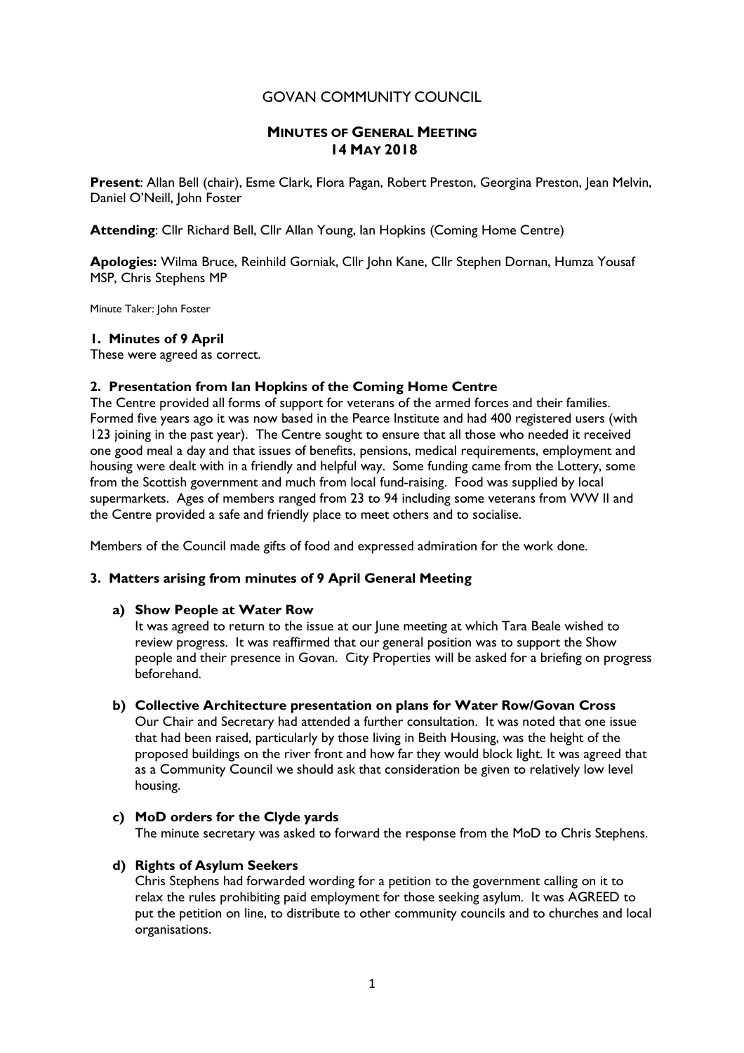# GOVAN COMMUNITY COUNCIL

## MINUTES OF GENERAL MEETING 14 MAY 2018

**Present**: Allan Bell (chair), Esme Clark, Flora Pagan, Robert Preston, Georgina Preston, Jean Melvin, Daniel O'Neill, John Foster

**Attending**: Cllr Richard Bell, Cllr Allan Young, Ian Hopkins (Coming Home Centre)

**Apologies:** Wilma Bruce, Reinhild Gorniak, Cllr John Kane, Cllr Stephen Dornan, Humza Yousaf MSP, Chris Stephens MP

Minute Taker: John Foster

### 1. Minutes of 9 April

These were agreed as correct.

### 2. Presentation from Ian Hopkins of the Coming Home Centre

The Centre provided all forms of support for veterans of the armed forces and their families. Formed five years ago it was now based in the Pearce Institute and had 400 registered users (with 123 joining in the past year). The Centre sought to ensure that all those who needed it received one good meal a day and that issues of benefits, pensions, medical requirements, employment and housing were dealt with in a friendly and helpful way. Some funding came from the Lottery, some from the Scottish government and much from local fund-raising. Food was supplied by local supermarkets. Ages of members ranged from 23 to 94 including some veterans from WW II and the Centre provided a safe and friendly place to meet others and to socialise.

Members of the Council made gifts of food and expressed admiration for the work done.

### 3. Matters arising from minutes of 9 April General Meeting

**a) Show People at Water Row**

It was agreed to return to the issue at our June meeting at which Tara Beale wished to review progress. It was reaffirmed that our general position was to support the Show people and their presence in Govan. City Properties will be asked for a briefing on progress beforehand.

**b) Collective Architecture presentation on plans for Water Row/Govan Cross**

Our Chair and Secretary had attended a further consultation. It was noted that one issue that had been raised, particularly by those living in Beith Housing, was the height of the proposed buildings on the river front and how far they would block light. It was agreed that as a Community Council we should ask that consideration be given to relatively low level housing.

**c) MoD orders for the Clyde yards**

The minute secretary was asked to forward the response from the MoD to Chris Stephens.

**d) Rights of Asylum Seekers**

Chris Stephens had forwarded wording for a petition to the government calling on it to relax the rules prohibiting paid employment for those seeking asylum. It was AGREED to put the petition on line, to distribute to other community councils and to churches and local organisations.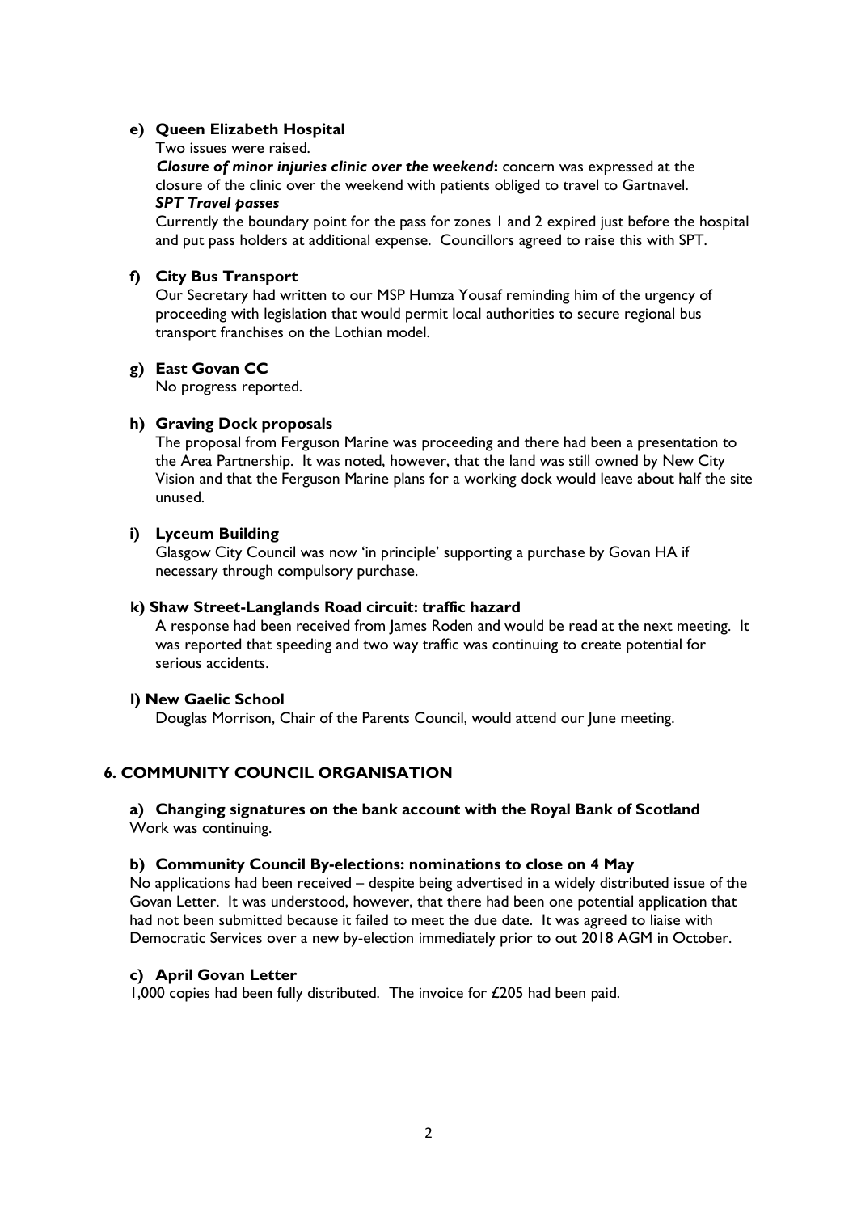**e) Queen Elizabeth Hospital**

Two issues were raised.

***Closure of minor injuries clinic over the weekend*:** concern was expressed at the closure of the clinic over the weekend with patients obliged to travel to Gartnavel.

***SPT Travel passes***

Currently the boundary point for the pass for zones 1 and 2 expired just before the hospital and put pass holders at additional expense. Councillors agreed to raise this with SPT.

**f) City Bus Transport**

Our Secretary had written to our MSP Humza Yousaf reminding him of the urgency of proceeding with legislation that would permit local authorities to secure regional bus transport franchises on the Lothian model.

**g) East Govan CC**

No progress reported.

**h) Graving Dock proposals**

The proposal from Ferguson Marine was proceeding and there had been a presentation to the Area Partnership. It was noted, however, that the land was still owned by New City Vision and that the Ferguson Marine plans for a working dock would leave about half the site unused.

**i) Lyceum Building**

Glasgow City Council was now 'in principle' supporting a purchase by Govan HA if necessary through compulsory purchase.

**k) Shaw Street-Langlands Road circuit: traffic hazard**

A response had been received from James Roden and would be read at the next meeting. It was reported that speeding and two way traffic was continuing to create potential for serious accidents.

**l) New Gaelic School**

Douglas Morrison, Chair of the Parents Council, would attend our June meeting.

## 6. COMMUNITY COUNCIL ORGANISATION

**a) Changing signatures on the bank account with the Royal Bank of Scotland**

Work was continuing.

**b) Community Council By-elections: nominations to close on 4 May**

No applications had been received – despite being advertised in a widely distributed issue of the Govan Letter. It was understood, however, that there had been one potential application that had not been submitted because it failed to meet the due date. It was agreed to liaise with Democratic Services over a new by-election immediately prior to out 2018 AGM in October.

**c) April Govan Letter**

1,000 copies had been fully distributed. The invoice for £205 had been paid.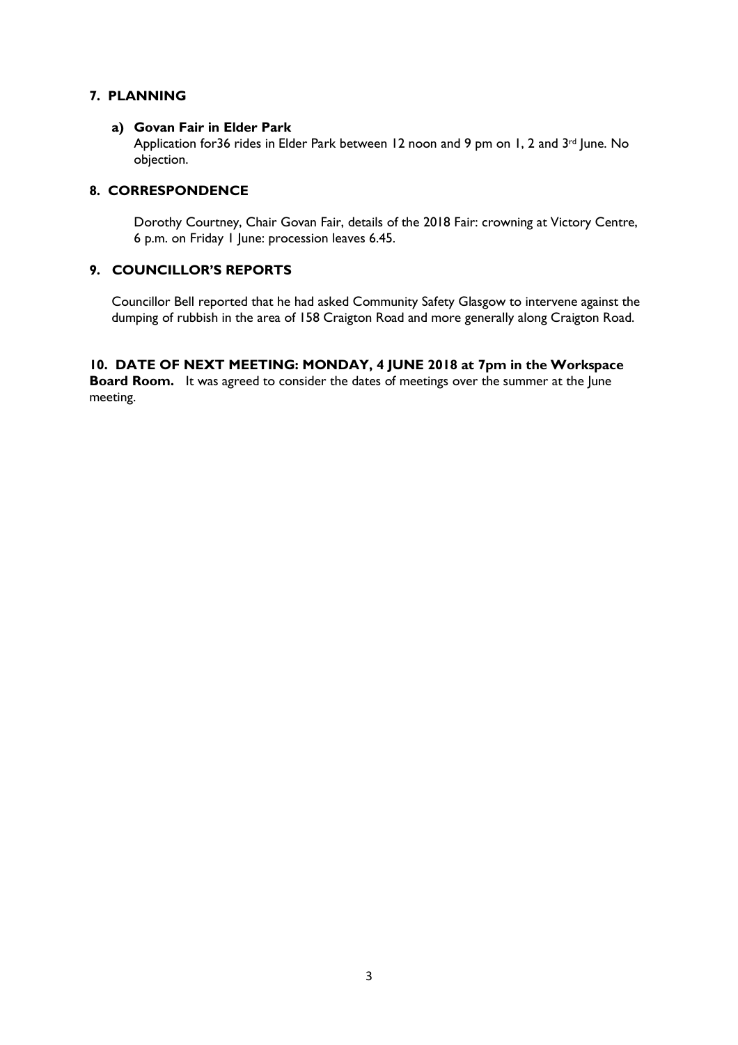## 7. PLANNING

### a) Govan Fair in Elder Park

Application for36 rides in Elder Park between 12 noon and 9 pm on 1, 2 and 3rd June. No objection.

## 8. CORRESPONDENCE

Dorothy Courtney, Chair Govan Fair, details of the 2018 Fair: crowning at Victory Centre, 6 p.m. on Friday 1 June: procession leaves 6.45.

## 9. COUNCILLOR'S REPORTS

Councillor Bell reported that he had asked Community Safety Glasgow to intervene against the dumping of rubbish in the area of 158 Craigton Road and more generally along Craigton Road.

**10. DATE OF NEXT MEETING: MONDAY, 4 JUNE 2018 at 7pm in the Workspace Board Room.** It was agreed to consider the dates of meetings over the summer at the June meeting.